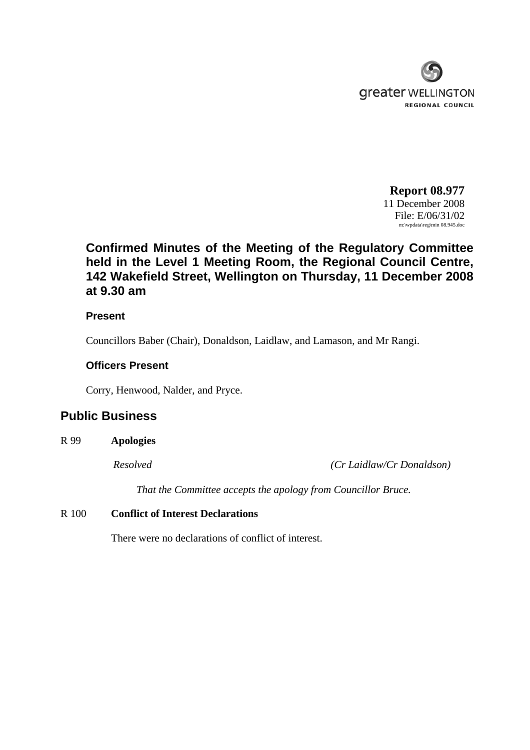greater WELLINGTON
REGIONAL COUNCIL

**Report 08.977**
11 December 2008
File: E/06/31/02
m:\wpdata\reg\min 08.945.doc

## Confirmed Minutes of the Meeting of the Regulatory Committee held in the Level 1 Meeting Room, the Regional Council Centre, 142 Wakefield Street, Wellington on Thursday, 11 December 2008 at 9.30 am

### Present

Councillors Baber (Chair), Donaldson, Laidlaw, and Lamason, and Mr Rangi.

### Officers Present

Corry, Henwood, Nalder, and Pryce.

## Public Business

R 99 **Apologies**

*Resolved* *(Cr Laidlaw/Cr Donaldson)*

*That the Committee accepts the apology from Councillor Bruce.*

R 100 **Conflict of Interest Declarations**

There were no declarations of conflict of interest.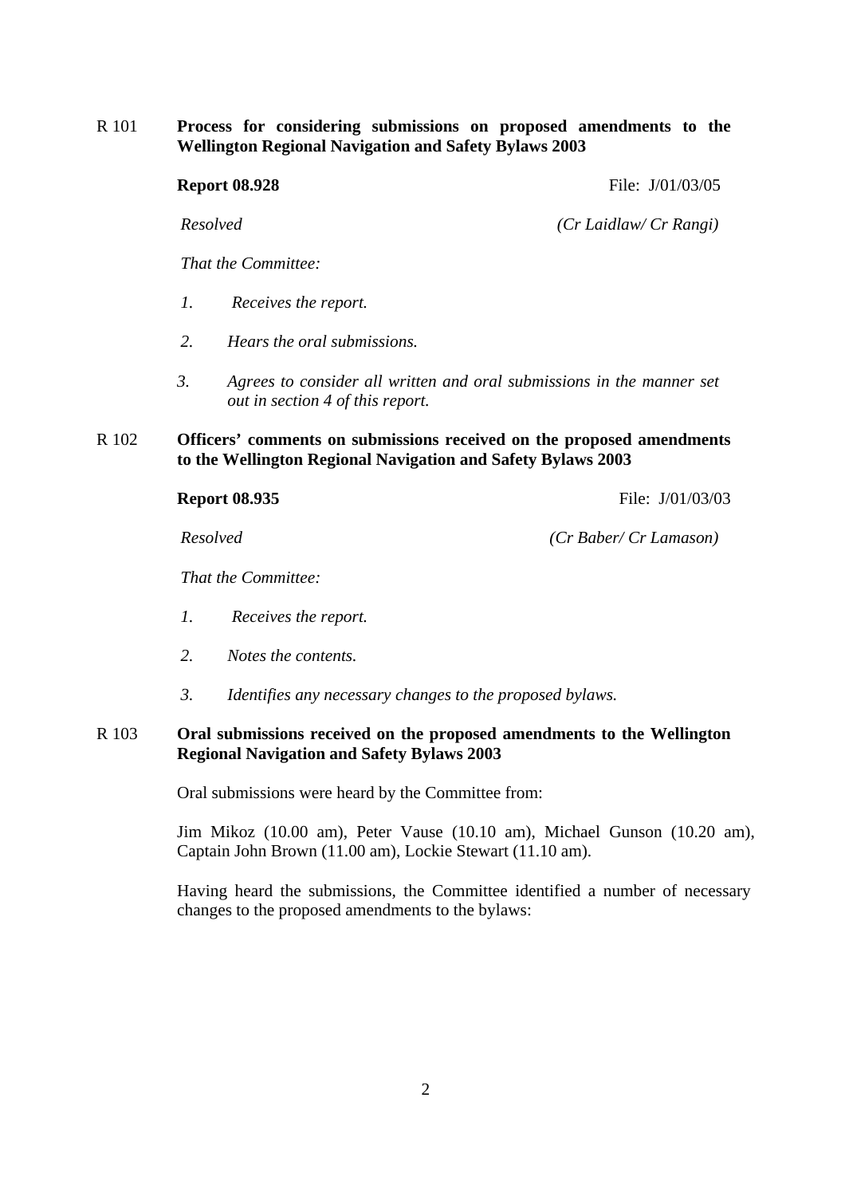R 101 **Process for considering submissions on proposed amendments to the Wellington Regional Navigation and Safety Bylaws 2003**

**Report 08.928** File: J/01/03/05

*Resolved* *(Cr Laidlaw/ Cr Rangi)*

*That the Committee:*

1. *Receives the report.*
2. *Hears the oral submissions.*
3. *Agrees to consider all written and oral submissions in the manner set out in section 4 of this report.*

R 102 **Officers' comments on submissions received on the proposed amendments to the Wellington Regional Navigation and Safety Bylaws 2003**

**Report 08.935** File: J/01/03/03

*Resolved* *(Cr Baber/ Cr Lamason)*

*That the Committee:*

1. *Receives the report.*
2. *Notes the contents.*
3. *Identifies any necessary changes to the proposed bylaws.*

R 103 **Oral submissions received on the proposed amendments to the Wellington Regional Navigation and Safety Bylaws 2003**

Oral submissions were heard by the Committee from:

Jim Mikoz (10.00 am), Peter Vause (10.10 am), Michael Gunson (10.20 am), Captain John Brown (11.00 am), Lockie Stewart (11.10 am).

Having heard the submissions, the Committee identified a number of necessary changes to the proposed amendments to the bylaws: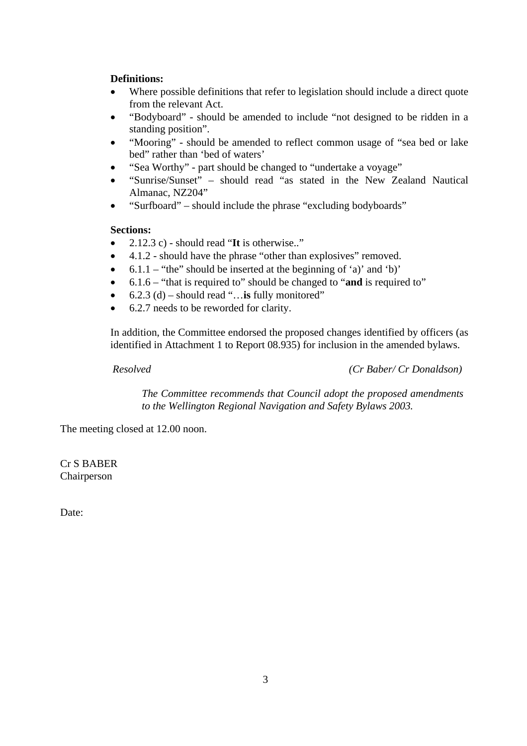**Definitions:**

- Where possible definitions that refer to legislation should include a direct quote from the relevant Act.
- "Bodyboard" - should be amended to include "not designed to be ridden in a standing position".
- "Mooring" - should be amended to reflect common usage of "sea bed or lake bed" rather than 'bed of waters'
- "Sea Worthy" - part should be changed to "undertake a voyage"
- "Sunrise/Sunset" – should read "as stated in the New Zealand Nautical Almanac, NZ204"
- "Surfboard" – should include the phrase "excluding bodyboards"

**Sections:**

- 2.12.3 c) - should read "**It** is otherwise.."
- 4.1.2 - should have the phrase "other than explosives" removed.
- 6.1.1 – "the" should be inserted at the beginning of 'a)' and 'b)'
- 6.1.6 – "that is required to" should be changed to "**and** is required to"
- 6.2.3 (d) – should read "…**is** fully monitored"
- 6.2.7 needs to be reworded for clarity.

In addition, the Committee endorsed the proposed changes identified by officers (as identified in Attachment 1 to Report 08.935) for inclusion in the amended bylaws.

*Resolved* *(Cr Baber/ Cr Donaldson)*

> *The Committee recommends that Council adopt the proposed amendments to the Wellington Regional Navigation and Safety Bylaws 2003.*

The meeting closed at 12.00 noon.

Cr S BABER
Chairperson

Date: